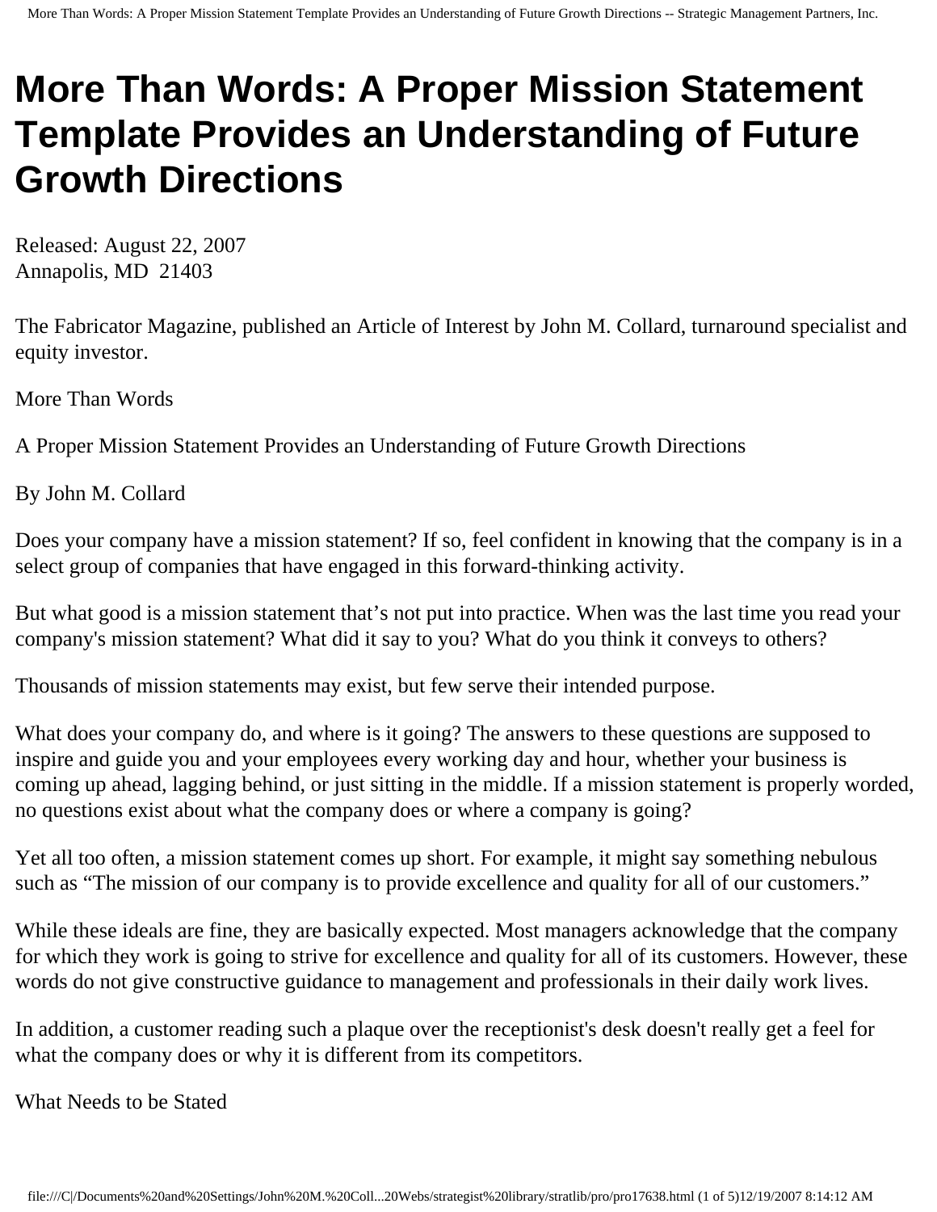# More Than Words: A Proper Mission Statement Template Provides an Understanding of Future Growth Directions

Released: August 22, 2007
Annapolis, MD 21403

The Fabricator Magazine, published an Article of Interest by John M. Collard, turnaround specialist and equity investor.

More Than Words

A Proper Mission Statement Provides an Understanding of Future Growth Directions

By John M. Collard

Does your company have a mission statement? If so, feel confident in knowing that the company is in a select group of companies that have engaged in this forward-thinking activity.

But what good is a mission statement that's not put into practice. When was the last time you read your company's mission statement? What did it say to you? What do you think it conveys to others?

Thousands of mission statements may exist, but few serve their intended purpose.

What does your company do, and where is it going? The answers to these questions are supposed to inspire and guide you and your employees every working day and hour, whether your business is coming up ahead, lagging behind, or just sitting in the middle. If a mission statement is properly worded, no questions exist about what the company does or where a company is going?

Yet all too often, a mission statement comes up short. For example, it might say something nebulous such as "The mission of our company is to provide excellence and quality for all of our customers."

While these ideals are fine, they are basically expected. Most managers acknowledge that the company for which they work is going to strive for excellence and quality for all of its customers. However, these words do not give constructive guidance to management and professionals in their daily work lives.

In addition, a customer reading such a plaque over the receptionist's desk doesn't really get a feel for what the company does or why it is different from its competitors.

What Needs to be Stated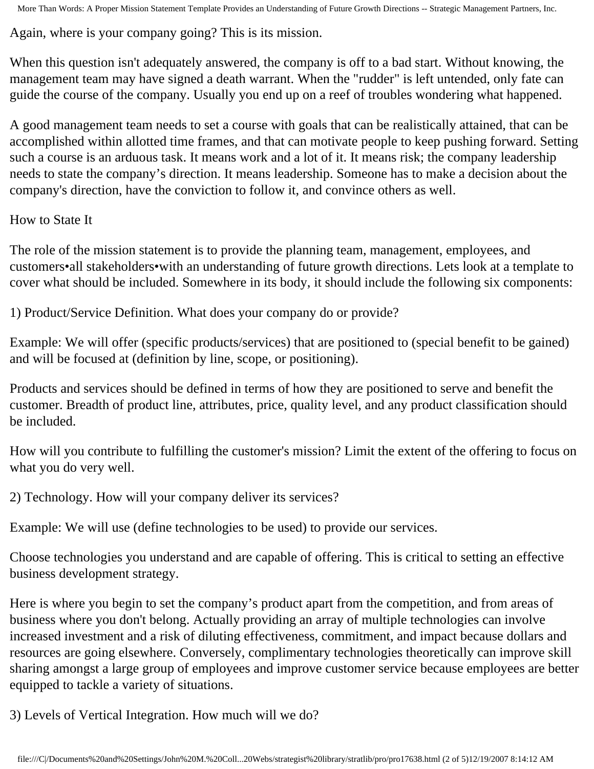Again, where is your company going? This is its mission.

When this question isn't adequately answered, the company is off to a bad start. Without knowing, the management team may have signed a death warrant. When the "rudder" is left untended, only fate can guide the course of the company. Usually you end up on a reef of troubles wondering what happened.

A good management team needs to set a course with goals that can be realistically attained, that can be accomplished within allotted time frames, and that can motivate people to keep pushing forward. Setting such a course is an arduous task. It means work and a lot of it. It means risk; the company leadership needs to state the company's direction. It means leadership. Someone has to make a decision about the company's direction, have the conviction to follow it, and convince others as well.

## How to State It

The role of the mission statement is to provide the planning team, management, employees, and customers•all stakeholders•with an understanding of future growth directions. Lets look at a template to cover what should be included. Somewhere in its body, it should include the following six components:

1) Product/Service Definition. What does your company do or provide?

Example: We will offer (specific products/services) that are positioned to (special benefit to be gained) and will be focused at (definition by line, scope, or positioning).

Products and services should be defined in terms of how they are positioned to serve and benefit the customer. Breadth of product line, attributes, price, quality level, and any product classification should be included.

How will you contribute to fulfilling the customer's mission? Limit the extent of the offering to focus on what you do very well.

2) Technology. How will your company deliver its services?

Example: We will use (define technologies to be used) to provide our services.

Choose technologies you understand and are capable of offering. This is critical to setting an effective business development strategy.

Here is where you begin to set the company's product apart from the competition, and from areas of business where you don't belong. Actually providing an array of multiple technologies can involve increased investment and a risk of diluting effectiveness, commitment, and impact because dollars and resources are going elsewhere. Conversely, complimentary technologies theoretically can improve skill sharing amongst a large group of employees and improve customer service because employees are better equipped to tackle a variety of situations.

3) Levels of Vertical Integration. How much will we do?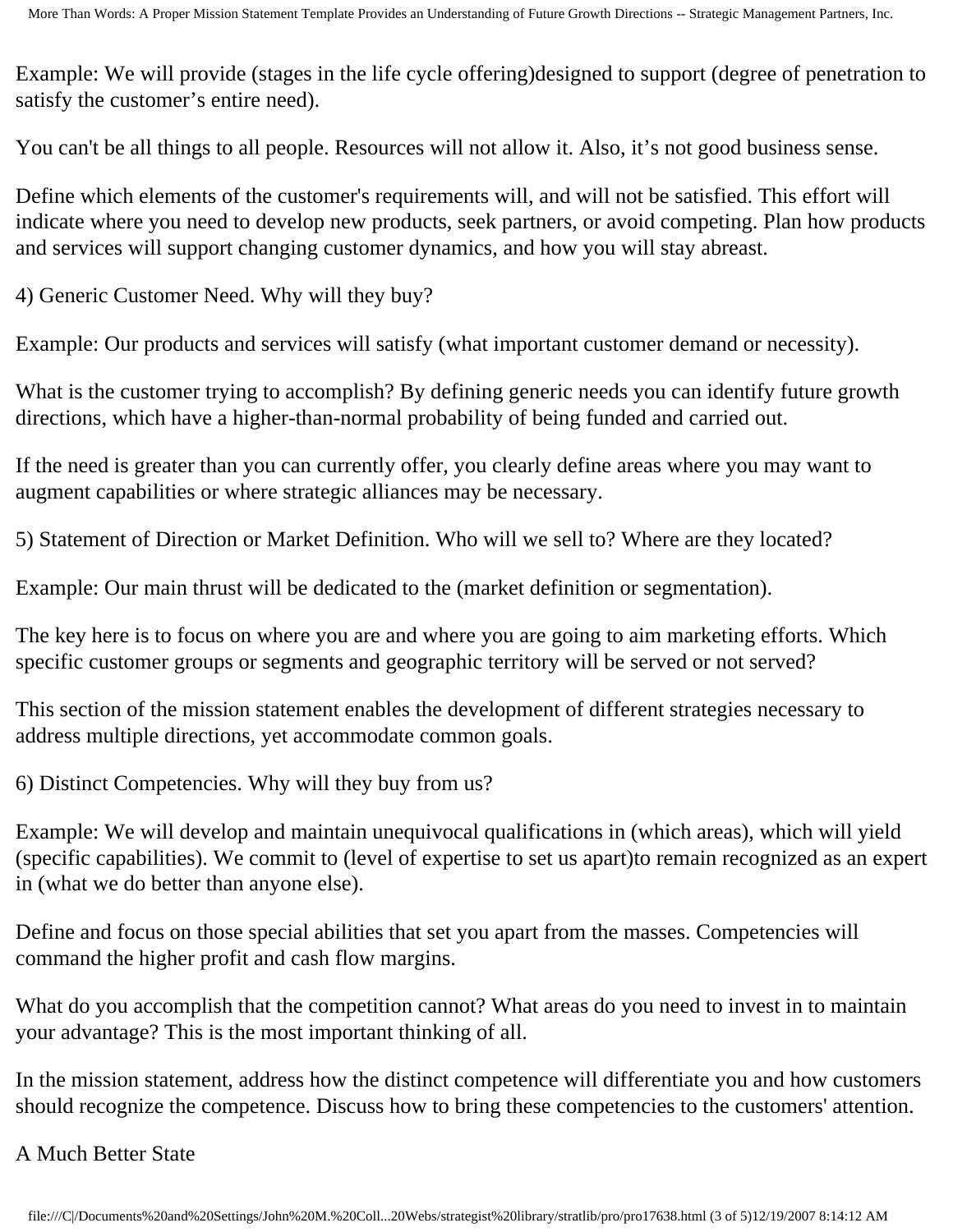Example: We will provide (stages in the life cycle offering)designed to support (degree of penetration to satisfy the customer’s entire need).

You can't be all things to all people. Resources will not allow it. Also, it’s not good business sense.

Define which elements of the customer's requirements will, and will not be satisfied. This effort will indicate where you need to develop new products, seek partners, or avoid competing. Plan how products and services will support changing customer dynamics, and how you will stay abreast.

4) Generic Customer Need. Why will they buy?

Example: Our products and services will satisfy (what important customer demand or necessity).

What is the customer trying to accomplish? By defining generic needs you can identify future growth directions, which have a higher-than-normal probability of being funded and carried out.

If the need is greater than you can currently offer, you clearly define areas where you may want to augment capabilities or where strategic alliances may be necessary.

5) Statement of Direction or Market Definition. Who will we sell to? Where are they located?

Example: Our main thrust will be dedicated to the (market definition or segmentation).

The key here is to focus on where you are and where you are going to aim marketing efforts. Which specific customer groups or segments and geographic territory will be served or not served?

This section of the mission statement enables the development of different strategies necessary to address multiple directions, yet accommodate common goals.

6) Distinct Competencies. Why will they buy from us?

Example: We will develop and maintain unequivocal qualifications in (which areas), which will yield (specific capabilities). We commit to (level of expertise to set us apart)to remain recognized as an expert in (what we do better than anyone else).

Define and focus on those special abilities that set you apart from the masses. Competencies will command the higher profit and cash flow margins.

What do you accomplish that the competition cannot? What areas do you need to invest in to maintain your advantage? This is the most important thinking of all.

In the mission statement, address how the distinct competence will differentiate you and how customers should recognize the competence. Discuss how to bring these competencies to the customers' attention.

A Much Better State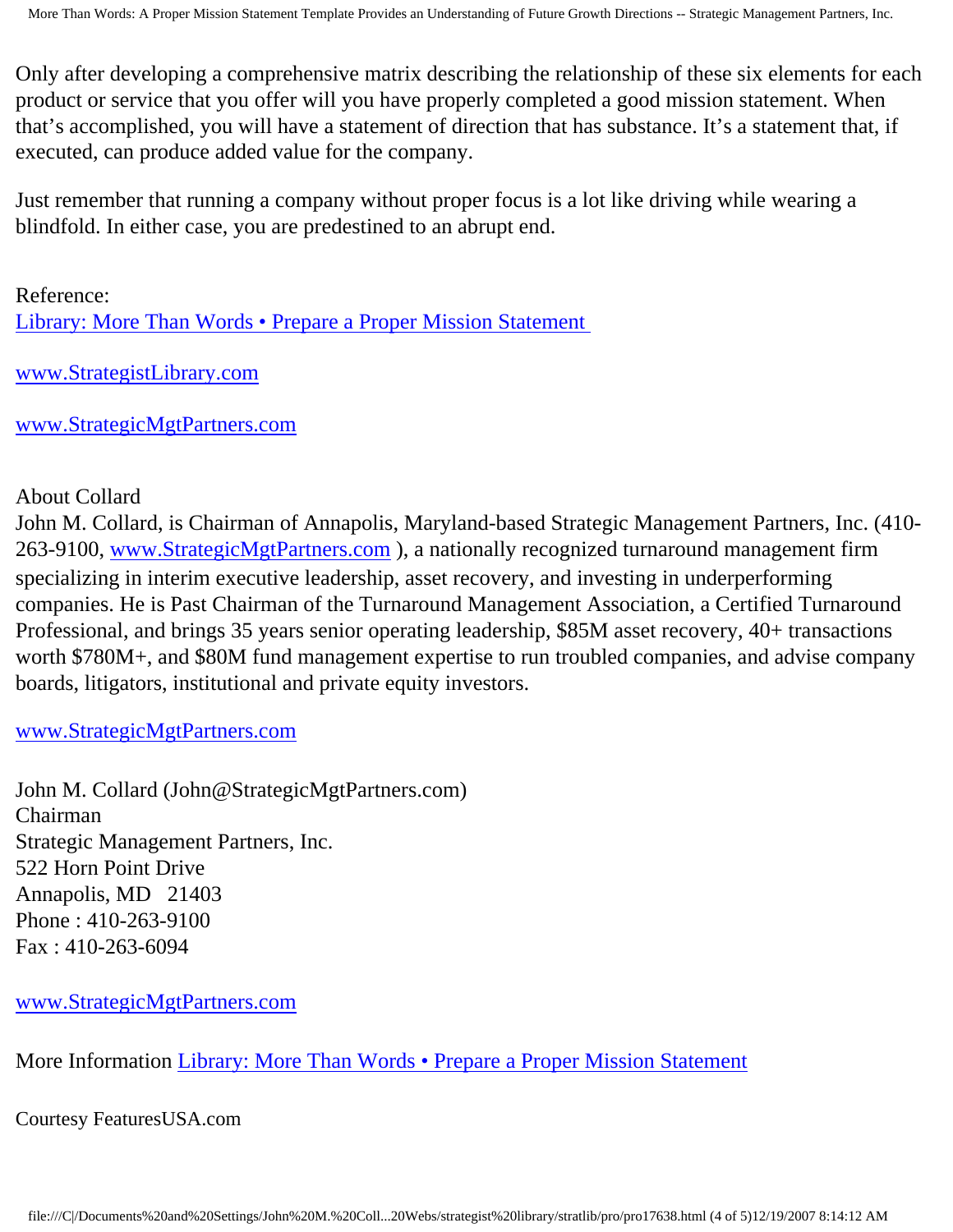Only after developing a comprehensive matrix describing the relationship of these six elements for each product or service that you offer will you have properly completed a good mission statement. When that's accomplished, you will have a statement of direction that has substance. It's a statement that, if executed, can produce added value for the company.

Just remember that running a company without proper focus is a lot like driving while wearing a blindfold. In either case, you are predestined to an abrupt end.

Reference:
[Library: More Than Words • Prepare a Proper Mission Statement](#)

[www.StrategistLibrary.com](http://www.StrategistLibrary.com)

[www.StrategicMgtPartners.com](http://www.StrategicMgtPartners.com)

About Collard
John M. Collard, is Chairman of Annapolis, Maryland-based Strategic Management Partners, Inc. (410-263-9100, [www.StrategicMgtPartners.com](http://www.StrategicMgtPartners.com) ), a nationally recognized turnaround management firm specializing in interim executive leadership, asset recovery, and investing in underperforming companies. He is Past Chairman of the Turnaround Management Association, a Certified Turnaround Professional, and brings 35 years senior operating leadership, $85M asset recovery, 40+ transactions worth $780M+, and $80M fund management expertise to run troubled companies, and advise company boards, litigators, institutional and private equity investors.

[www.StrategicMgtPartners.com](http://www.StrategicMgtPartners.com)

John M. Collard (John@StrategicMgtPartners.com)
Chairman
Strategic Management Partners, Inc.
522 Horn Point Drive
Annapolis, MD 21403
Phone : 410-263-9100
Fax : 410-263-6094

[www.StrategicMgtPartners.com](http://www.StrategicMgtPartners.com)

More Information [Library: More Than Words • Prepare a Proper Mission Statement](#)

Courtesy FeaturesUSA.com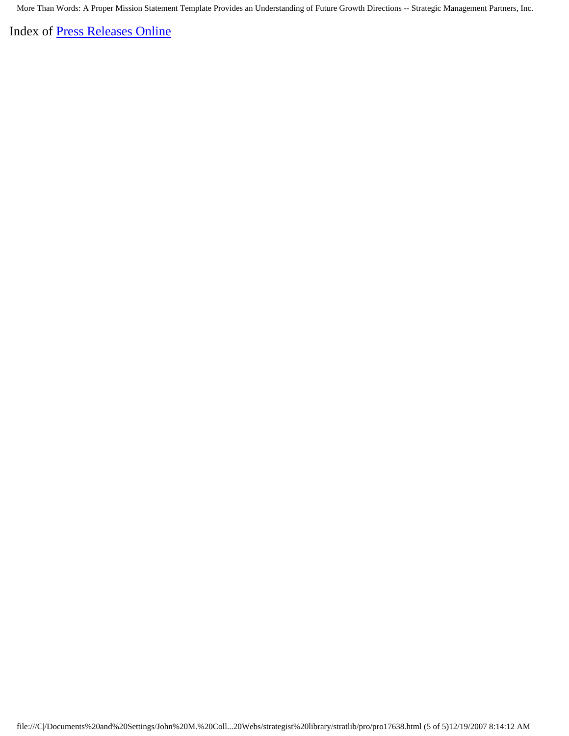Index of [Press Releases Online]